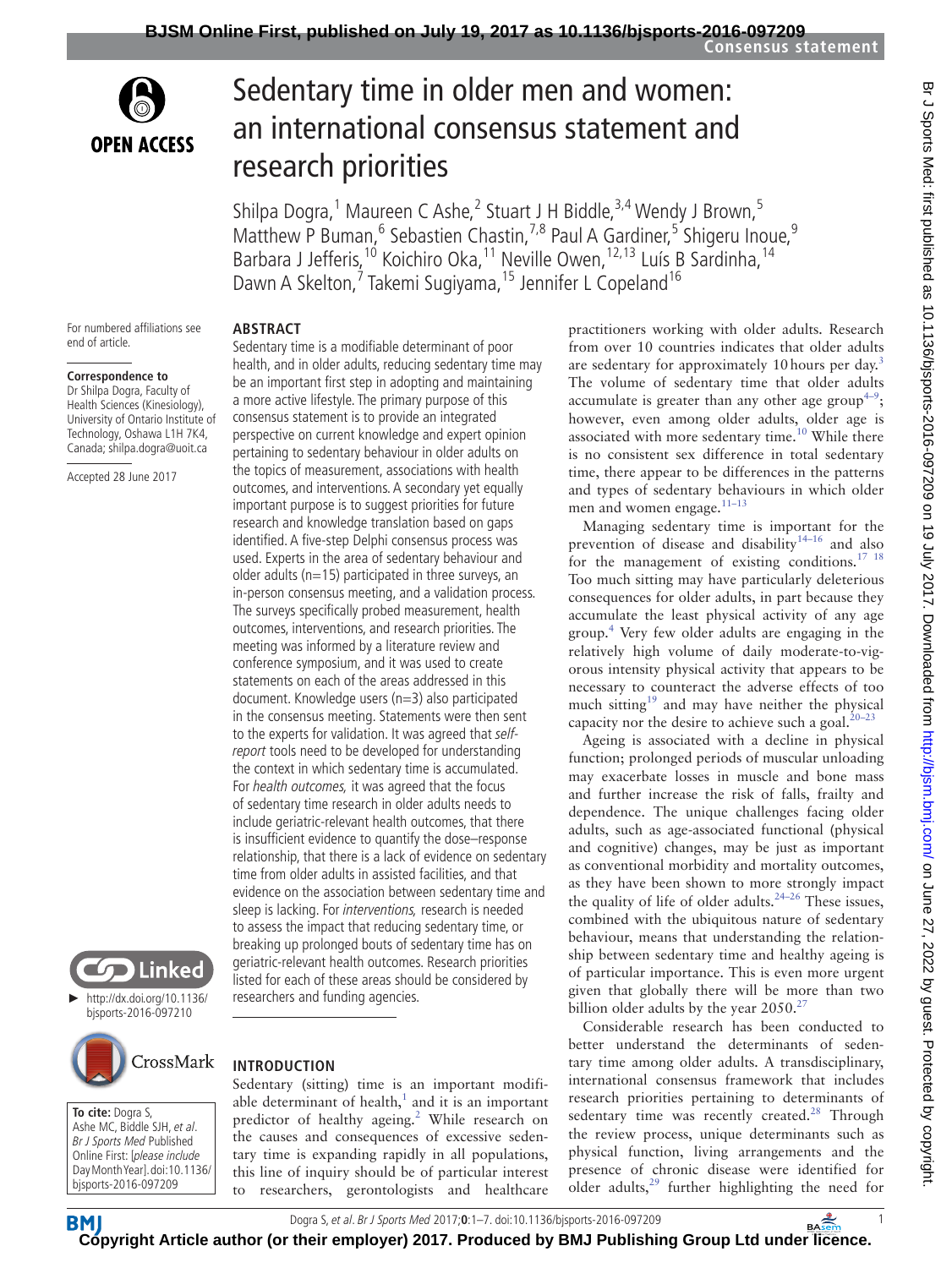# Sedentary time in older men and women: an international consensus statement and research priorities

Shilpa Dogra,[1] Maureen C Ashe,[2] Stuart J H Biddle,[3,4] Wendy J Brown,[5] Matthew P Buman,[6] Sebastien Chastin,[7,8] Paul A Gardiner,[5] Shigeru Inoue,[9] Barbara J Jefferis,[10] Koichiro Oka,[11] Neville Owen,[12,13] Luís B Sardinha,[14] Dawn A Skelton,[7] Takemi Sugiyama,[15] Jennifer L Copeland[16]

For numbered affiliations see end of article.

**Correspondence to**
Dr Shilpa Dogra, Faculty of Health Sciences (Kinesiology), University of Ontario Institute of Technology, Oshawa L1H 7K4, Canada; shilpa.dogra@uoit.ca

Accepted 28 June 2017

► http://dx.doi.org/10.1136/bjsports-2016-097210

**To cite:** Dogra S, Ashe MC, Biddle SJH, *et al*. *Br J Sports Med* Published Online First: [*please include Day Month Year*]. doi:10.1136/bjsports-2016-097209

## ABSTRACT

Sedentary time is a modifiable determinant of poor health, and in older adults, reducing sedentary time may be an important first step in adopting and maintaining a more active lifestyle. The primary purpose of this consensus statement is to provide an integrated perspective on current knowledge and expert opinion pertaining to sedentary behaviour in older adults on the topics of measurement, associations with health outcomes, and interventions. A secondary yet equally important purpose is to suggest priorities for future research and knowledge translation based on gaps identified. A five-step Delphi consensus process was used. Experts in the area of sedentary behaviour and older adults (n=15) participated in three surveys, an in-person consensus meeting, and a validation process. The surveys specifically probed measurement, health outcomes, interventions, and research priorities. The meeting was informed by a literature review and conference symposium, and it was used to create statements on each of the areas addressed in this document. Knowledge users (n=3) also participated in the consensus meeting. Statements were then sent to the experts for validation. It was agreed that *self-report* tools need to be developed for understanding the context in which sedentary time is accumulated. For *health outcomes,* it was agreed that the focus of sedentary time research in older adults needs to include geriatric-relevant health outcomes, that there is insufficient evidence to quantify the dose–response relationship, that there is a lack of evidence on sedentary time from older adults in assisted facilities, and that evidence on the association between sedentary time and sleep is lacking. For *interventions,* research is needed to assess the impact that reducing sedentary time, or breaking up prolonged bouts of sedentary time has on geriatric-relevant health outcomes. Research priorities listed for each of these areas should be considered by researchers and funding agencies.

## INTRODUCTION

Sedentary (sitting) time is an important modifiable determinant of health,[1] and it is an important predictor of healthy ageing.[2] While research on the causes and consequences of excessive sedentary time is expanding rapidly in all populations, this line of inquiry should be of particular interest to researchers, gerontologists and healthcare practitioners working with older adults. Research from over 10 countries indicates that older adults are sedentary for approximately 10 hours per day.[3] The volume of sedentary time that older adults accumulate is greater than any other age group[4–9]; however, even among older adults, older age is associated with more sedentary time.[10] While there is no consistent sex difference in total sedentary time, there appear to be differences in the patterns and types of sedentary behaviours in which older men and women engage.[11–13]

Managing sedentary time is important for the prevention of disease and disability[14–16] and also for the management of existing conditions.[17,18] Too much sitting may have particularly deleterious consequences for older adults, in part because they accumulate the least physical activity of any age group.[4] Very few older adults are engaging in the relatively high volume of daily moderate-to-vigorous intensity physical activity that appears to be necessary to counteract the adverse effects of too much sitting[19] and may have neither the physical capacity nor the desire to achieve such a goal.[20–23]

Ageing is associated with a decline in physical function; prolonged periods of muscular unloading may exacerbate losses in muscle and bone mass and further increase the risk of falls, frailty and dependence. The unique challenges facing older adults, such as age-associated functional (physical and cognitive) changes, may be just as important as conventional morbidity and mortality outcomes, as they have been shown to more strongly impact the quality of life of older adults.[24–26] These issues, combined with the ubiquitous nature of sedentary behaviour, means that understanding the relationship between sedentary time and healthy ageing is of particular importance. This is even more urgent given that globally there will be more than two billion older adults by the year 2050.[27]

Considerable research has been conducted to better understand the determinants of sedentary time among older adults. A transdisciplinary, international consensus framework that includes research priorities pertaining to determinants of sedentary time was recently created.[28] Through the review process, unique determinants such as physical function, living arrangements and the presence of chronic disease were identified for older adults,[29] further highlighting the need for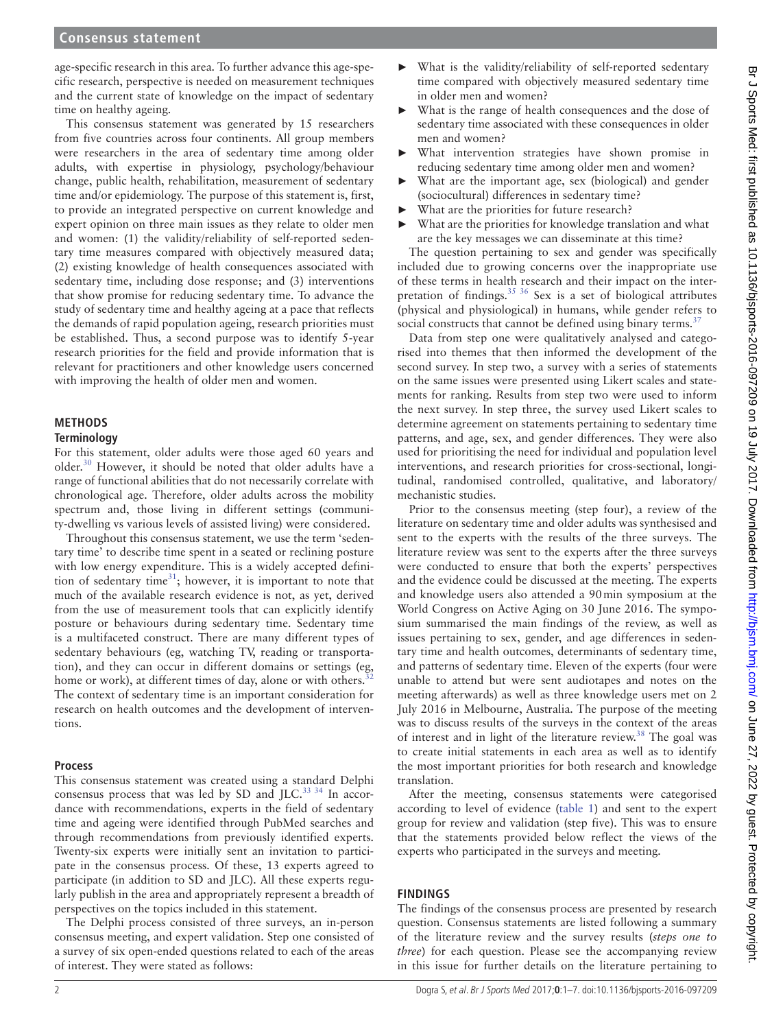age-specific research in this area. To further advance this age-specific research, perspective is needed on measurement techniques and the current state of knowledge on the impact of sedentary time on healthy ageing.

This consensus statement was generated by 15 researchers from five countries across four continents. All group members were researchers in the area of sedentary time among older adults, with expertise in physiology, psychology/behaviour change, public health, rehabilitation, measurement of sedentary time and/or epidemiology. The purpose of this statement is, first, to provide an integrated perspective on current knowledge and expert opinion on three main issues as they relate to older men and women: (1) the validity/reliability of self-reported sedentary time measures compared with objectively measured data; (2) existing knowledge of health consequences associated with sedentary time, including dose response; and (3) interventions that show promise for reducing sedentary time. To advance the study of sedentary time and healthy ageing at a pace that reflects the demands of rapid population ageing, research priorities must be established. Thus, a second purpose was to identify 5-year research priorities for the field and provide information that is relevant for practitioners and other knowledge users concerned with improving the health of older men and women.

## METHODS

### Terminology

For this statement, older adults were those aged 60 years and older.[30] However, it should be noted that older adults have a range of functional abilities that do not necessarily correlate with chronological age. Therefore, older adults across the mobility spectrum and, those living in different settings (community-dwelling vs various levels of assisted living) were considered.

Throughout this consensus statement, we use the term 'sedentary time' to describe time spent in a seated or reclining posture with low energy expenditure. This is a widely accepted definition of sedentary time[31]; however, it is important to note that much of the available research evidence is not, as yet, derived from the use of measurement tools that can explicitly identify posture or behaviours during sedentary time. Sedentary time is a multifaceted construct. There are many different types of sedentary behaviours (eg, watching TV, reading or transportation), and they can occur in different domains or settings (eg, home or work), at different times of day, alone or with others.[32] The context of sedentary time is an important consideration for research on health outcomes and the development of interventions.

### Process

This consensus statement was created using a standard Delphi consensus process that was led by SD and JLC.[33 34] In accordance with recommendations, experts in the field of sedentary time and ageing were identified through PubMed searches and through recommendations from previously identified experts. Twenty-six experts were initially sent an invitation to participate in the consensus process. Of these, 13 experts agreed to participate (in addition to SD and JLC). All these experts regularly publish in the area and appropriately represent a breadth of perspectives on the topics included in this statement.

The Delphi process consisted of three surveys, an in-person consensus meeting, and expert validation. Step one consisted of a survey of six open-ended questions related to each of the areas of interest. They were stated as follows:

- What is the validity/reliability of self-reported sedentary time compared with objectively measured sedentary time in older men and women?
- What is the range of health consequences and the dose of sedentary time associated with these consequences in older men and women?
- What intervention strategies have shown promise in reducing sedentary time among older men and women?
- What are the important age, sex (biological) and gender (sociocultural) differences in sedentary time?
- What are the priorities for future research?
- What are the priorities for knowledge translation and what are the key messages we can disseminate at this time?

The question pertaining to sex and gender was specifically included due to growing concerns over the inappropriate use of these terms in health research and their impact on the interpretation of findings.[35 36] Sex is a set of biological attributes (physical and physiological) in humans, while gender refers to social constructs that cannot be defined using binary terms.[37]

Data from step one were qualitatively analysed and categorised into themes that then informed the development of the second survey. In step two, a survey with a series of statements on the same issues were presented using Likert scales and statements for ranking. Results from step two were used to inform the next survey. In step three, the survey used Likert scales to determine agreement on statements pertaining to sedentary time patterns, and age, sex, and gender differences. They were also used for prioritising the need for individual and population level interventions, and research priorities for cross-sectional, longitudinal, randomised controlled, qualitative, and laboratory/mechanistic studies.

Prior to the consensus meeting (step four), a review of the literature on sedentary time and older adults was synthesised and sent to the experts with the results of the three surveys. The literature review was sent to the experts after the three surveys were conducted to ensure that both the experts' perspectives and the evidence could be discussed at the meeting. The experts and knowledge users also attended a 90 min symposium at the World Congress on Active Aging on 30 June 2016. The symposium summarised the main findings of the review, as well as issues pertaining to sex, gender, and age differences in sedentary time and health outcomes, determinants of sedentary time, and patterns of sedentary time. Eleven of the experts (four were unable to attend but were sent audiotapes and notes on the meeting afterwards) as well as three knowledge users met on 2 July 2016 in Melbourne, Australia. The purpose of the meeting was to discuss results of the surveys in the context of the areas of interest and in light of the literature review.[38] The goal was to create initial statements in each area as well as to identify the most important priorities for both research and knowledge translation.

After the meeting, consensus statements were categorised according to level of evidence (table 1) and sent to the expert group for review and validation (step five). This was to ensure that the statements provided below reflect the views of the experts who participated in the surveys and meeting.

## FINDINGS

The findings of the consensus process are presented by research question. Consensus statements are listed following a summary of the literature review and the survey results (*steps one to three*) for each question. Please see the accompanying review in this issue for further details on the literature pertaining to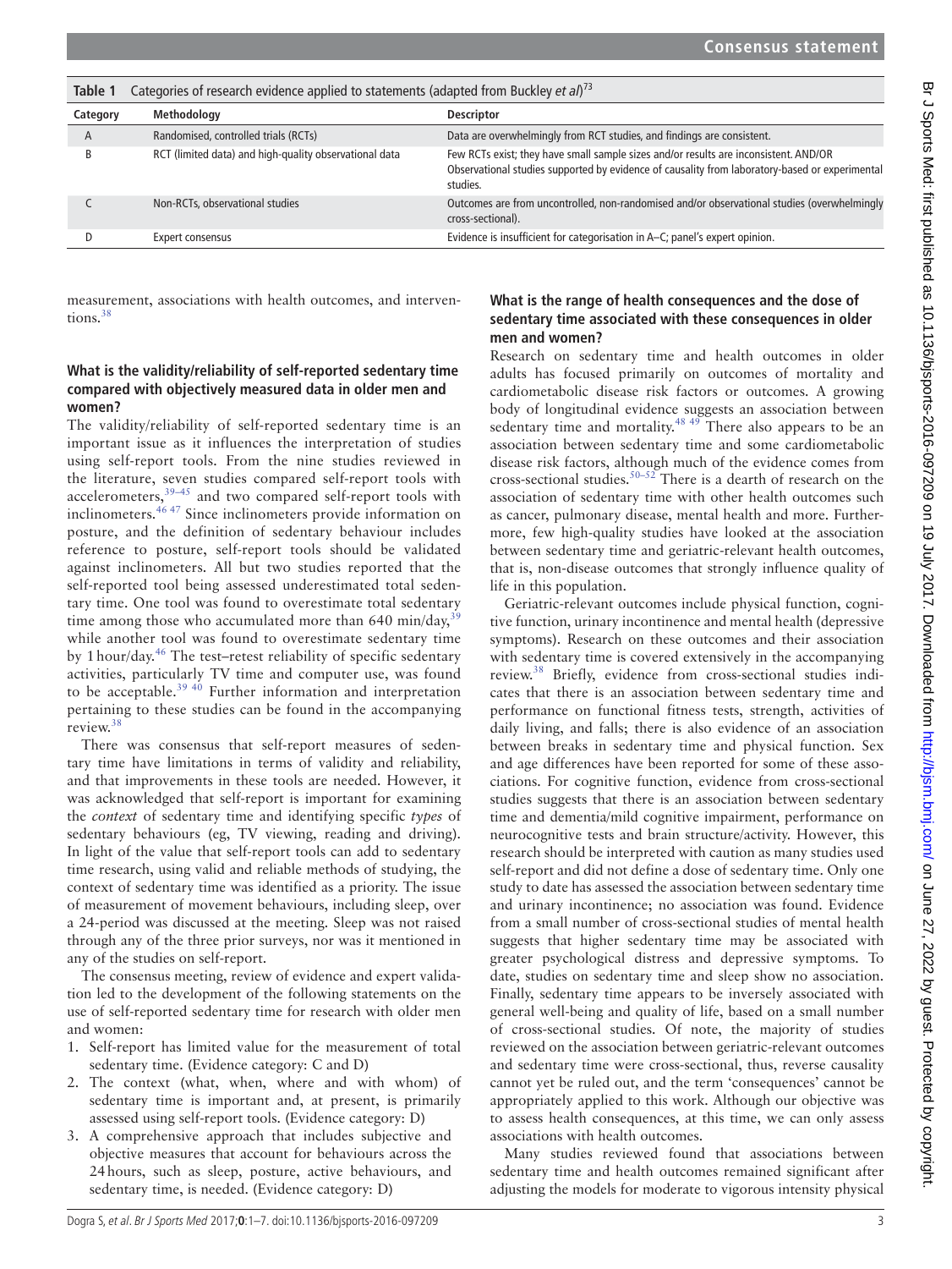Table 1 Categories of research evidence applied to statements (adapted from Buckley *et al*)[73]

| Category | Methodology | Descriptor |
|---|---|---|
| A | Randomised, controlled trials (RCTs) | Data are overwhelmingly from RCT studies, and findings are consistent. |
| B | RCT (limited data) and high-quality observational data | Few RCTs exist; they have small sample sizes and/or results are inconsistent. AND/OR Observational studies supported by evidence of causality from laboratory-based or experimental studies. |
| C | Non-RCTs, observational studies | Outcomes are from uncontrolled, non-randomised and/or observational studies (overwhelmingly cross-sectional). |
| D | Expert consensus | Evidence is insufficient for categorisation in A–C; panel's expert opinion. |

measurement, associations with health outcomes, and interventions.[38]

### What is the validity/reliability of self-reported sedentary time compared with objectively measured data in older men and women?

The validity/reliability of self-reported sedentary time is an important issue as it influences the interpretation of studies using self-report tools. From the nine studies reviewed in the literature, seven studies compared self-report tools with accelerometers,[39–45] and two compared self-report tools with inclinometers.[46 47] Since inclinometers provide information on posture, and the definition of sedentary behaviour includes reference to posture, self-report tools should be validated against inclinometers. All but two studies reported that the self-reported tool being assessed underestimated total sedentary time. One tool was found to overestimate total sedentary time among those who accumulated more than 640 min/day,[39] while another tool was found to overestimate sedentary time by 1 hour/day.[46] The test–retest reliability of specific sedentary activities, particularly TV time and computer use, was found to be acceptable.[39 40] Further information and interpretation pertaining to these studies can be found in the accompanying review.[38]

There was consensus that self-report measures of sedentary time have limitations in terms of validity and reliability, and that improvements in these tools are needed. However, it was acknowledged that self-report is important for examining the *context* of sedentary time and identifying specific *types* of sedentary behaviours (eg, TV viewing, reading and driving). In light of the value that self-report tools can add to sedentary time research, using valid and reliable methods of studying, the context of sedentary time was identified as a priority. The issue of measurement of movement behaviours, including sleep, over a 24-period was discussed at the meeting. Sleep was not raised through any of the three prior surveys, nor was it mentioned in any of the studies on self-report.

The consensus meeting, review of evidence and expert validation led to the development of the following statements on the use of self-reported sedentary time for research with older men and women:

1. Self-report has limited value for the measurement of total sedentary time. (Evidence category: C and D)
2. The context (what, when, where and with whom) of sedentary time is important and, at present, is primarily assessed using self-report tools. (Evidence category: D)
3. A comprehensive approach that includes subjective and objective measures that account for behaviours across the 24 hours, such as sleep, posture, active behaviours, and sedentary time, is needed. (Evidence category: D)

### What is the range of health consequences and the dose of sedentary time associated with these consequences in older men and women?

Research on sedentary time and health outcomes in older adults has focused primarily on outcomes of mortality and cardiometabolic disease risk factors or outcomes. A growing body of longitudinal evidence suggests an association between sedentary time and mortality.[48 49] There also appears to be an association between sedentary time and some cardiometabolic disease risk factors, although much of the evidence comes from cross-sectional studies.[50–52] There is a dearth of research on the association of sedentary time with other health outcomes such as cancer, pulmonary disease, mental health and more. Furthermore, few high-quality studies have looked at the association between sedentary time and geriatric-relevant health outcomes, that is, non-disease outcomes that strongly influence quality of life in this population.

Geriatric-relevant outcomes include physical function, cognitive function, urinary incontinence and mental health (depressive symptoms). Research on these outcomes and their association with sedentary time is covered extensively in the accompanying review.[38] Briefly, evidence from cross-sectional studies indicates that there is an association between sedentary time and performance on functional fitness tests, strength, activities of daily living, and falls; there is also evidence of an association between breaks in sedentary time and physical function. Sex and age differences have been reported for some of these associations. For cognitive function, evidence from cross-sectional studies suggests that there is an association between sedentary time and dementia/mild cognitive impairment, performance on neurocognitive tests and brain structure/activity. However, this research should be interpreted with caution as many studies used self-report and did not define a dose of sedentary time. Only one study to date has assessed the association between sedentary time and urinary incontinence; no association was found. Evidence from a small number of cross-sectional studies of mental health suggests that higher sedentary time may be associated with greater psychological distress and depressive symptoms. To date, studies on sedentary time and sleep show no association. Finally, sedentary time appears to be inversely associated with general well-being and quality of life, based on a small number of cross-sectional studies. Of note, the majority of studies reviewed on the association between geriatric-relevant outcomes and sedentary time were cross-sectional, thus, reverse causality cannot yet be ruled out, and the term 'consequences' cannot be appropriately applied to this work. Although our objective was to assess health consequences, at this time, we can only assess associations with health outcomes.

Many studies reviewed found that associations between sedentary time and health outcomes remained significant after adjusting the models for moderate to vigorous intensity physical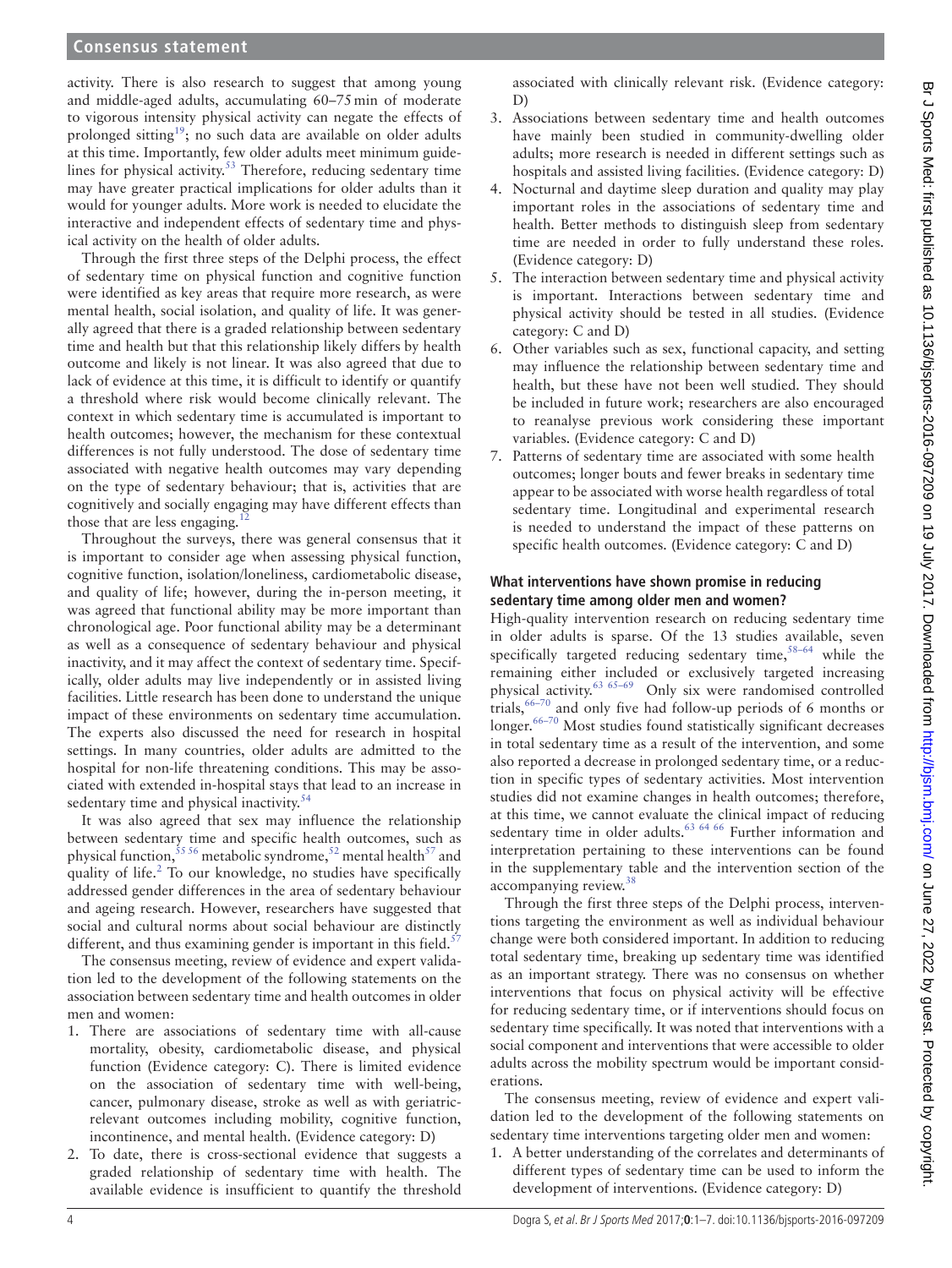activity. There is also research to suggest that among young and middle-aged adults, accumulating 60–75 min of moderate to vigorous intensity physical activity can negate the effects of prolonged sitting[19]; no such data are available on older adults at this time. Importantly, few older adults meet minimum guidelines for physical activity.[53] Therefore, reducing sedentary time may have greater practical implications for older adults than it would for younger adults. More work is needed to elucidate the interactive and independent effects of sedentary time and physical activity on the health of older adults.

Through the first three steps of the Delphi process, the effect of sedentary time on physical function and cognitive function were identified as key areas that require more research, as were mental health, social isolation, and quality of life. It was generally agreed that there is a graded relationship between sedentary time and health but that this relationship likely differs by health outcome and likely is not linear. It was also agreed that due to lack of evidence at this time, it is difficult to identify or quantify a threshold where risk would become clinically relevant. The context in which sedentary time is accumulated is important to health outcomes; however, the mechanism for these contextual differences is not fully understood. The dose of sedentary time associated with negative health outcomes may vary depending on the type of sedentary behaviour; that is, activities that are cognitively and socially engaging may have different effects than those that are less engaging.[12]

Throughout the surveys, there was general consensus that it is important to consider age when assessing physical function, cognitive function, isolation/loneliness, cardiometabolic disease, and quality of life; however, during the in-person meeting, it was agreed that functional ability may be more important than chronological age. Poor functional ability may be a determinant as well as a consequence of sedentary behaviour and physical inactivity, and it may affect the context of sedentary time. Specifically, older adults may live independently or in assisted living facilities. Little research has been done to understand the unique impact of these environments on sedentary time accumulation. The experts also discussed the need for research in hospital settings. In many countries, older adults are admitted to the hospital for non-life threatening conditions. This may be associated with extended in-hospital stays that lead to an increase in sedentary time and physical inactivity.[54]

It was also agreed that sex may influence the relationship between sedentary time and specific health outcomes, such as physical function,[55,56] metabolic syndrome,[52] mental health[57] and quality of life.[2] To our knowledge, no studies have specifically addressed gender differences in the area of sedentary behaviour and ageing research. However, researchers have suggested that social and cultural norms about social behaviour are distinctly different, and thus examining gender is important in this field.[57]

The consensus meeting, review of evidence and expert validation led to the development of the following statements on the association between sedentary time and health outcomes in older men and women:

1. There are associations of sedentary time with all-cause mortality, obesity, cardiometabolic disease, and physical function (Evidence category: C). There is limited evidence on the association of sedentary time with well-being, cancer, pulmonary disease, stroke as well as with geriatric-relevant outcomes including mobility, cognitive function, incontinence, and mental health. (Evidence category: D)
2. To date, there is cross-sectional evidence that suggests a graded relationship of sedentary time with health. The available evidence is insufficient to quantify the threshold associated with clinically relevant risk. (Evidence category: D)
3. Associations between sedentary time and health outcomes have mainly been studied in community-dwelling older adults; more research is needed in different settings such as hospitals and assisted living facilities. (Evidence category: D)
4. Nocturnal and daytime sleep duration and quality may play important roles in the associations of sedentary time and health. Better methods to distinguish sleep from sedentary time are needed in order to fully understand these roles. (Evidence category: D)
5. The interaction between sedentary time and physical activity is important. Interactions between sedentary time and physical activity should be tested in all studies. (Evidence category: C and D)
6. Other variables such as sex, functional capacity, and setting may influence the relationship between sedentary time and health, but these have not been well studied. They should be included in future work; researchers are also encouraged to reanalyse previous work considering these important variables. (Evidence category: C and D)
7. Patterns of sedentary time are associated with some health outcomes; longer bouts and fewer breaks in sedentary time appear to be associated with worse health regardless of total sedentary time. Longitudinal and experimental research is needed to understand the impact of these patterns on specific health outcomes. (Evidence category: C and D)

### What interventions have shown promise in reducing sedentary time among older men and women?

High-quality intervention research on reducing sedentary time in older adults is sparse. Of the 13 studies available, seven specifically targeted reducing sedentary time,[58–64] while the remaining either included or exclusively targeted increasing physical activity.[63 65–69] Only six were randomised controlled trials,[66–70] and only five had follow-up periods of 6 months or longer.[66–70] Most studies found statistically significant decreases in total sedentary time as a result of the intervention, and some also reported a decrease in prolonged sedentary time, or a reduction in specific types of sedentary activities. Most intervention studies did not examine changes in health outcomes; therefore, at this time, we cannot evaluate the clinical impact of reducing sedentary time in older adults.[63 64 66] Further information and interpretation pertaining to these interventions can be found in the supplementary table and the intervention section of the accompanying review.[38]

Through the first three steps of the Delphi process, interventions targeting the environment as well as individual behaviour change were both considered important. In addition to reducing total sedentary time, breaking up sedentary time was identified as an important strategy. There was no consensus on whether interventions that focus on physical activity will be effective for reducing sedentary time, or if interventions should focus on sedentary time specifically. It was noted that interventions with a social component and interventions that were accessible to older adults across the mobility spectrum would be important considerations.

The consensus meeting, review of evidence and expert validation led to the development of the following statements on sedentary time interventions targeting older men and women:

1. A better understanding of the correlates and determinants of different types of sedentary time can be used to inform the development of interventions. (Evidence category: D)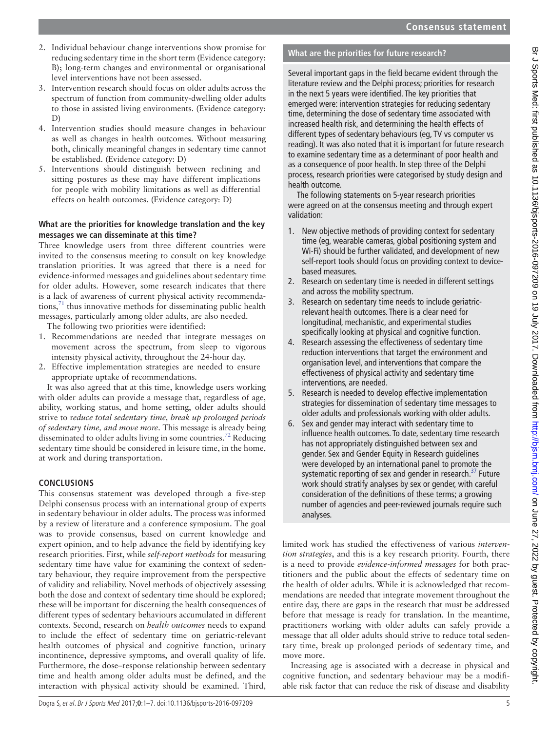2. Individual behaviour change interventions show promise for reducing sedentary time in the short term (Evidence category: B); long-term changes and environmental or organisational level interventions have not been assessed.
3. Intervention research should focus on older adults across the spectrum of function from community-dwelling older adults to those in assisted living environments. (Evidence category: D)
4. Intervention studies should measure changes in behaviour as well as changes in health outcomes. Without measuring both, clinically meaningful changes in sedentary time cannot be established. (Evidence category: D)
5. Interventions should distinguish between reclining and sitting postures as these may have different implications for people with mobility limitations as well as differential effects on health outcomes. (Evidence category: D)

### What are the priorities for knowledge translation and the key messages we can disseminate at this time?

Three knowledge users from three different countries were invited to the consensus meeting to consult on key knowledge translation priorities. It was agreed that there is a need for evidence-informed messages and guidelines about sedentary time for older adults. However, some research indicates that there is a lack of awareness of current physical activity recommendations,[71] thus innovative methods for disseminating public health messages, particularly among older adults, are also needed.

The following two priorities were identified:

1. Recommendations are needed that integrate messages on movement across the spectrum, from sleep to vigorous intensity physical activity, throughout the 24-hour day.
2. Effective implementation strategies are needed to ensure appropriate uptake of recommendations.

It was also agreed that at this time, knowledge users working with older adults can provide a message that, regardless of age, ability, working status, and home setting, older adults should strive to r*educe total sedentary time, break up prolonged periods of sedentary time, and move more*. This message is already being disseminated to older adults living in some countries.[72] Reducing sedentary time should be considered in leisure time, in the home, at work and during transportation.

## CONCLUSIONS

This consensus statement was developed through a five-step Delphi consensus process with an international group of experts in sedentary behaviour in older adults. The process was informed by a review of literature and a conference symposium. The goal was to provide consensus, based on current knowledge and expert opinion, and to help advance the field by identifying key research priorities. First, while *self-report methods* for measuring sedentary time have value for examining the context of sedentary behaviour, they require improvement from the perspective of validity and reliability. Novel methods of objectively assessing both the dose and context of sedentary time should be explored; these will be important for discerning the health consequences of different types of sedentary behaviours accumulated in different contexts. Second, research on *health outcomes* needs to expand to include the effect of sedentary time on geriatric-relevant health outcomes of physical and cognitive function, urinary incontinence, depressive symptoms, and overall quality of life. Furthermore, the dose–response relationship between sedentary time and health among older adults must be defined, and the interaction with physical activity should be examined. Third, limited work has studied the effectiveness of various *intervention strategies*, and this is a key research priority. Fourth, there is a need to provide *evidence-informed messages* for both practitioners and the public about the effects of sedentary time on the health of older adults. While it is acknowledged that recommendations are needed that integrate movement throughout the entire day, there are gaps in the research that must be addressed before that message is ready for translation. In the meantime, practitioners working with older adults can safely provide a message that all older adults should strive to reduce total sedentary time, break up prolonged periods of sedentary time, and move more.

Increasing age is associated with a decrease in physical and cognitive function, and sedentary behaviour may be a modifiable risk factor that can reduce the risk of disease and disability

### What are the priorities for future research?

Several important gaps in the field became evident through the literature review and the Delphi process; priorities for research in the next 5 years were identified. The key priorities that emerged were: intervention strategies for reducing sedentary time, determining the dose of sedentary time associated with increased health risk, and determining the health effects of different types of sedentary behaviours (eg, TV vs computer vs reading). It was also noted that it is important for future research to examine sedentary time as a determinant of poor health and as a consequence of poor health. In step three of the Delphi process, research priorities were categorised by study design and health outcome.

The following statements on 5-year research priorities were agreed on at the consensus meeting and through expert validation:

1. New objective methods of providing context for sedentary time (eg, wearable cameras, global positioning system and Wi-Fi) should be further validated, and development of new self-report tools should focus on providing context to device-based measures.
2. Research on sedentary time is needed in different settings and across the mobility spectrum.
3. Research on sedentary time needs to include geriatric-relevant health outcomes. There is a clear need for longitudinal, mechanistic, and experimental studies specifically looking at physical and cognitive function.
4. Research assessing the effectiveness of sedentary time reduction interventions that target the environment and organisation level, and interventions that compare the effectiveness of physical activity and sedentary time interventions, are needed.
5. Research is needed to develop effective implementation strategies for dissemination of sedentary time messages to older adults and professionals working with older adults.
6. Sex and gender may interact with sedentary time to influence health outcomes. To date, sedentary time research has not appropriately distinguished between sex and gender. Sex and Gender Equity in Research guidelines were developed by an international panel to promote the systematic reporting of sex and gender in research.[37] Future work should stratify analyses by sex or gender, with careful consideration of the definitions of these terms; a growing number of agencies and peer-reviewed journals require such analyses.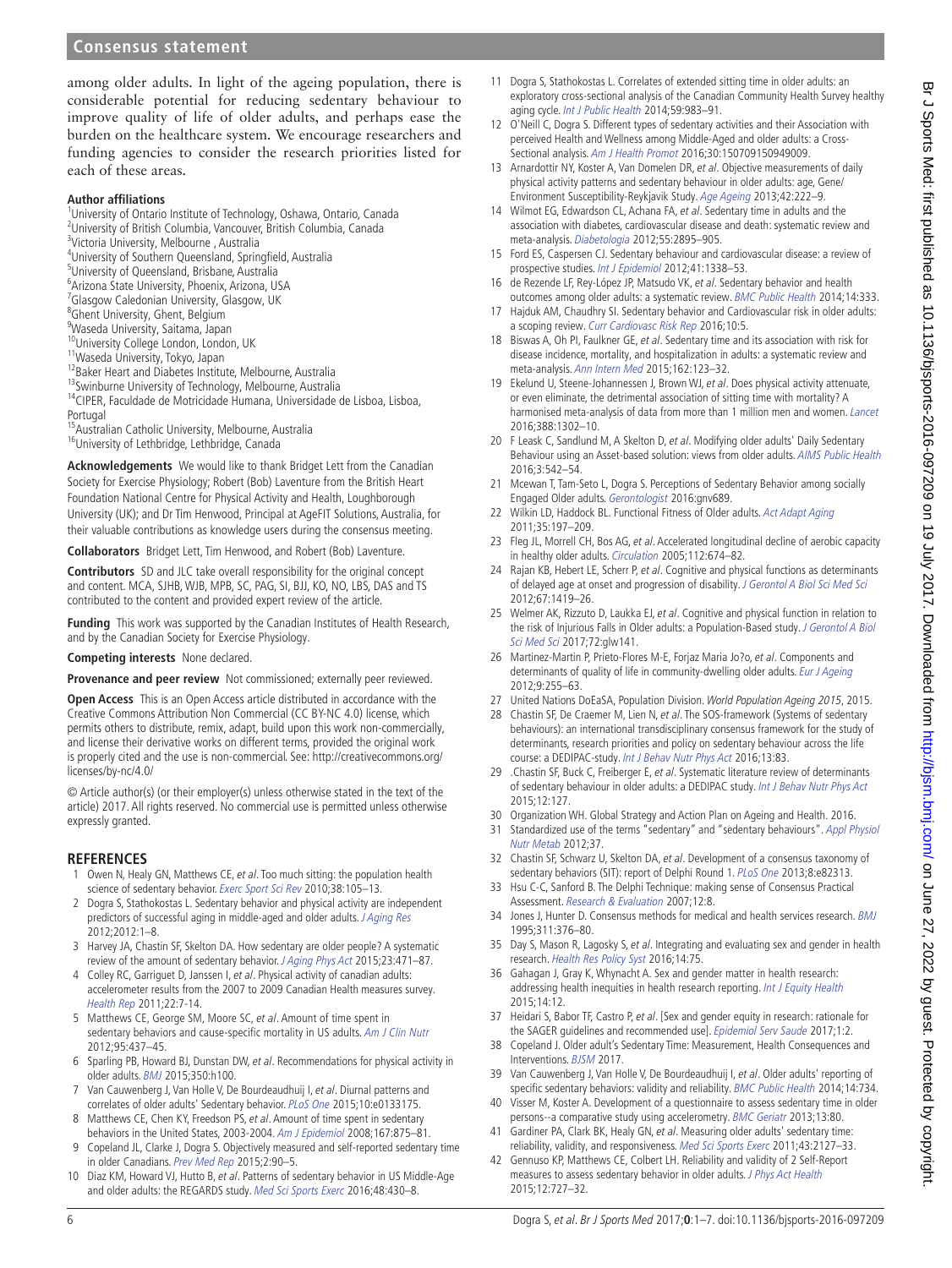among older adults. In light of the ageing population, there is considerable potential for reducing sedentary behaviour to improve quality of life of older adults, and perhaps ease the burden on the healthcare system. We encourage researchers and funding agencies to consider the research priorities listed for each of these areas.

**Author affiliations**

[1]University of Ontario Institute of Technology, Oshawa, Ontario, Canada
[2]University of British Columbia, Vancouver, British Columbia, Canada
[3]Victoria University, Melbourne , Australia
[4]University of Southern Queensland, Springfield, Australia
[5]University of Queensland, Brisbane, Australia
[6]Arizona State University, Phoenix, Arizona, USA
[7]Glasgow Caledonian University, Glasgow, UK
[8]Ghent University, Ghent, Belgium
[9]Waseda University, Saitama, Japan
[10]University College London, London, UK
[11]Waseda University, Tokyo, Japan
[12]Baker Heart and Diabetes Institute, Melbourne, Australia
[13]Swinburne University of Technology, Melbourne, Australia
[14]CIPER, Faculdade de Motricidade Humana, Universidade de Lisboa, Lisboa, Portugal
[15]Australian Catholic University, Melbourne, Australia
[16]University of Lethbridge, Lethbridge, Canada

**Acknowledgements** We would like to thank Bridget Lett from the Canadian Society for Exercise Physiology; Robert (Bob) Laventure from the British Heart Foundation National Centre for Physical Activity and Health, Loughborough University (UK); and Dr Tim Henwood, Principal at AgeFIT Solutions, Australia, for their valuable contributions as knowledge users during the consensus meeting.

**Collaborators** Bridget Lett, Tim Henwood, and Robert (Bob) Laventure.

**Contributors** SD and JLC take overall responsibility for the original concept and content. MCA, SJHB, WJB, MPB, SC, PAG, SI, BJJ, KO, NO, LBS, DAS and TS contributed to the content and provided expert review of the article.

**Funding** This work was supported by the Canadian Institutes of Health Research, and by the Canadian Society for Exercise Physiology.

**Competing interests** None declared.

**Provenance and peer review** Not commissioned; externally peer reviewed.

**Open Access** This is an Open Access article distributed in accordance with the Creative Commons Attribution Non Commercial (CC BY-NC 4.0) license, which permits others to distribute, remix, adapt, build upon this work non-commercially, and license their derivative works on different terms, provided the original work is properly cited and the use is non-commercial. See: http://creativecommons.org/licenses/by-nc/4.0/

© Article author(s) (or their employer(s) unless otherwise stated in the text of the article) 2017. All rights reserved. No commercial use is permitted unless otherwise expressly granted.

## REFERENCES

1. Owen N, Healy GN, Matthews CE, *et al*. Too much sitting: the population health science of sedentary behavior. *Exerc Sport Sci Rev* 2010;38:105–13.
2. Dogra S, Stathokostas L. Sedentary behavior and physical activity are independent predictors of successful aging in middle-aged and older adults. *J Aging Res* 2012;2012:1–8.
3. Harvey JA, Chastin SF, Skelton DA. How sedentary are older people? A systematic review of the amount of sedentary behavior. *J Aging Phys Act* 2015;23:471–87.
4. Colley RC, Garriguet D, Janssen I, *et al*. Physical activity of canadian adults: accelerometer results from the 2007 to 2009 Canadian Health measures survey. *Health Rep* 2011;22:7-14.
5. Matthews CE, George SM, Moore SC, *et al*. Amount of time spent in sedentary behaviors and cause-specific mortality in US adults. *Am J Clin Nutr* 2012;95:437–45.
6. Sparling PB, Howard BJ, Dunstan DW, *et al*. Recommendations for physical activity in older adults. *BMJ* 2015;350:h100.
7. Van Cauwenberg J, Van Holle V, De Bourdeaudhuij I, *et al*. Diurnal patterns and correlates of older adults' Sedentary behavior. *PLoS One* 2015;10:e0133175.
8. Matthews CE, Chen KY, Freedson PS, *et al*. Amount of time spent in sedentary behaviors in the United States, 2003-2004. *Am J Epidemiol* 2008;167:875–81.
9. Copeland JL, Clarke J, Dogra S. Objectively measured and self-reported sedentary time in older Canadians. *Prev Med Rep* 2015;2:90–5.
10. Diaz KM, Howard VJ, Hutto B, *et al*. Patterns of sedentary behavior in US Middle-Age and older adults: the REGARDS study. *Med Sci Sports Exerc* 2016;48:430–8.
11. Dogra S, Stathokostas L. Correlates of extended sitting time in older adults: an exploratory cross-sectional analysis of the Canadian Community Health Survey healthy aging cycle. *Int J Public Health* 2014;59:983–91.
12. O'Neill C, Dogra S. Different types of sedentary activities and their Association with perceived Health and Wellness among Middle-Aged and older adults: a Cross-Sectional analysis. *Am J Health Promot* 2016;30:150709150949009.
13. Arnardottir NY, Koster A, Van Domelen DR, *et al*. Objective measurements of daily physical activity patterns and sedentary behaviour in older adults: age, Gene/Environment Susceptibility-Reykjavik Study. *Age Ageing* 2013;42:222–9.
14. Wilmot EG, Edwardson CL, Achana FA, *et al*. Sedentary time in adults and the association with diabetes, cardiovascular disease and death: systematic review and meta-analysis. *Diabetologia* 2012;55:2895–905.
15. Ford ES, Caspersen CJ. Sedentary behaviour and cardiovascular disease: a review of prospective studies. *Int J Epidemiol* 2012;41:1338–53.
16. de Rezende LF, Rey-López JP, Matsudo VK, *et al*. Sedentary behavior and health outcomes among older adults: a systematic review. *BMC Public Health* 2014;14:333.
17. Hajduk AM, Chaudhry SI. Sedentary behavior and Cardiovascular risk in older adults: a scoping review. *Curr Cardiovasc Risk Rep* 2016;10:5.
18. Biswas A, Oh PI, Faulkner GE, *et al*. Sedentary time and its association with risk for disease incidence, mortality, and hospitalization in adults: a systematic review and meta-analysis. *Ann Intern Med* 2015;162:123–32.
19. Ekelund U, Steene-Johannessen J, Brown WJ, *et al*. Does physical activity attenuate, or even eliminate, the detrimental association of sitting time with mortality? A harmonised meta-analysis of data from more than 1 million men and women. *Lancet* 2016;388:1302–10.
20. F Leask C, Sandlund M, A Skelton D, *et al*. Modifying older adults' Daily Sedentary Behaviour using an Asset-based solution: views from older adults. *AIMS Public Health* 2016;3:542–54.
21. Mcewan T, Tam-Seto L, Dogra S. Perceptions of Sedentary Behavior among socially Engaged Older adults. *Gerontologist* 2016:gnv689.
22. Wilkin LD, Haddock BL. Functional Fitness of Older adults. *Act Adapt Aging* 2011;35:197–209.
23. Fleg JL, Morrell CH, Bos AG, *et al*. Accelerated longitudinal decline of aerobic capacity in healthy older adults. *Circulation* 2005;112:674–82.
24. Rajan KB, Hebert LE, Scherr P, *et al*. Cognitive and physical functions as determinants of delayed age at onset and progression of disability. *J Gerontol A Biol Sci Med Sci* 2012;67:1419–26.
25. Welmer AK, Rizzuto D, Laukka EJ, *et al*. Cognitive and physical function in relation to the risk of Injurious Falls in Older adults: a Population-Based study. *J Gerontol A Biol Sci Med Sci* 2017;72:glw141.
26. Martinez-Martin P, Prieto-Flores M-E, Forjaz Maria Jo?o, *et al*. Components and determinants of quality of life in community-dwelling older adults. *Eur J Ageing* 2012;9:255–63.
27. United Nations DoEaSA, Population Division. *World Population Ageing 2015*, 2015.
28. Chastin SF, De Craemer M, Lien N, *et al*. The SOS-framework (Systems of sedentary behaviours): an international transdisciplinary consensus framework for the study of determinants, research priorities and policy on sedentary behaviour across the life course: a DEDIPAC-study. *Int J Behav Nutr Phys Act* 2016;13:83.
29. .Chastin SF, Buck C, Freiberger E, *et al*. Systematic literature review of determinants of sedentary behaviour in older adults: a DEDIPAC study. *Int J Behav Nutr Phys Act* 2015;12:127.
30. Organization WH. Global Strategy and Action Plan on Ageing and Health. 2016.
31. Standardized use of the terms "sedentary" and "sedentary behaviours". *Appl Physiol Nutr Metab* 2012;37.
32. Chastin SF, Schwarz U, Skelton DA, *et al*. Development of a consensus taxonomy of sedentary behaviors (SIT): report of Delphi Round 1. *PLoS One* 2013;8:e82313.
33. Hsu C-C, Sanford B. The Delphi Technique: making sense of Consensus Practical Assessment. *Research & Evaluation* 2007;12:8.
34. Jones J, Hunter D. Consensus methods for medical and health services research. *BMJ* 1995;311:376–80.
35. Day S, Mason R, Lagosky S, *et al*. Integrating and evaluating sex and gender in health research. *Health Res Policy Syst* 2016;14:75.
36. Gahagan J, Gray K, Whynacht A. Sex and gender matter in health research: addressing health inequities in health research reporting. *Int J Equity Health* 2015;14:12.
37. Heidari S, Babor TF, Castro P, *et al*. [Sex and gender equity in research: rationale for the SAGER guidelines and recommended use]. *Epidemiol Serv Saude* 2017;1:2.
38. Copeland J. Older adult's Sedentary Time: Measurement, Health Consequences and Interventions. *BJSM* 2017.
39. Van Cauwenberg J, Van Holle V, De Bourdeaudhuij I, *et al*. Older adults' reporting of specific sedentary behaviors: validity and reliability. *BMC Public Health* 2014;14:734.
40. Visser M, Koster A. Development of a questionnaire to assess sedentary time in older persons--a comparative study using accelerometry. *BMC Geriatr* 2013;13:80.
41. Gardiner PA, Clark BK, Healy GN, *et al*. Measuring older adults' sedentary time: reliability, validity, and responsiveness. *Med Sci Sports Exerc* 2011;43:2127–33.
42. Gennuso KP, Matthews CE, Colbert LH. Reliability and validity of 2 Self-Report measures to assess sedentary behavior in older adults. *J Phys Act Health* 2015;12:727–32.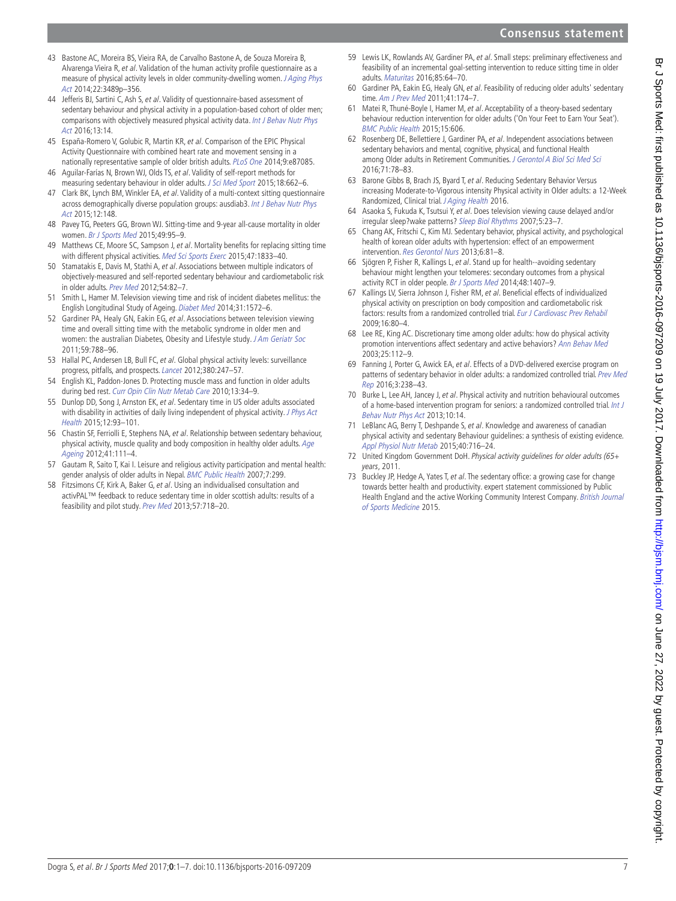43 Bastone AC, Moreira BS, Vieira RA, de Carvalho Bastone A, de Souza Moreira B, Alvarenga Vieira R, *et al*. Validation of the human activity profile questionnaire as a measure of physical activity levels in older community-dwelling women. *J Aging Phys Act* 2014;22:3489p–356.

44 Jefferis BJ, Sartini C, Ash S, *et al*. Validity of questionnaire-based assessment of sedentary behaviour and physical activity in a population-based cohort of older men; comparisons with objectively measured physical activity data. *Int J Behav Nutr Phys Act* 2016;13:14.

45 España-Romero V, Golubic R, Martin KR, *et al*. Comparison of the EPIC Physical Activity Questionnaire with combined heart rate and movement sensing in a nationally representative sample of older british adults. *PLoS One* 2014;9:e87085.

46 Aguilar-Farías N, Brown WJ, Olds TS, *et al*. Validity of self-report methods for measuring sedentary behaviour in older adults. *J Sci Med Sport* 2015;18:662–6.

47 Clark BK, Lynch BM, Winkler EA, *et al*. Validity of a multi-context sitting questionnaire across demographically diverse population groups: ausdiab3. *Int J Behav Nutr Phys Act* 2015;12:148.

48 Pavey TG, Peeters GG, Brown WJ. Sitting-time and 9-year all-cause mortality in older women. *Br J Sports Med* 2015;49:95–9.

49 Matthews CE, Moore SC, Sampson J, *et al*. Mortality benefits for replacing sitting time with different physical activities. *Med Sci Sports Exerc* 2015;47:1833–40.

50 Stamatakis E, Davis M, Stathi A, *et al*. Associations between multiple indicators of objectively-measured and self-reported sedentary behaviour and cardiometabolic risk in older adults. *Prev Med* 2012;54:82–7.

51 Smith L, Hamer M. Television viewing time and risk of incident diabetes mellitus: the English Longitudinal Study of Ageing. *Diabet Med* 2014;31:1572–6.

52 Gardiner PA, Healy GN, Eakin EG, *et al*. Associations between television viewing time and overall sitting time with the metabolic syndrome in older men and women: the australian Diabetes, Obesity and Lifestyle study. *J Am Geriatr Soc* 2011;59:788–96.

53 Hallal PC, Andersen LB, Bull FC, *et al*. Global physical activity levels: surveillance progress, pitfalls, and prospects. *Lancet* 2012;380:247–57.

54 English KL, Paddon-Jones D. Protecting muscle mass and function in older adults during bed rest. *Curr Opin Clin Nutr Metab Care* 2010;13:34–9.

55 Dunlop DD, Song J, Arnston EK, *et al*. Sedentary time in US older adults associated with disability in activities of daily living independent of physical activity. *J Phys Act Health* 2015;12:93–101.

56 Chastin SF, Ferriolli E, Stephens NA, *et al*. Relationship between sedentary behaviour, physical activity, muscle quality and body composition in healthy older adults. *Age Ageing* 2012;41:111–4.

57 Gautam R, Saito T, Kai I. Leisure and religious activity participation and mental health: gender analysis of older adults in Nepal. *BMC Public Health* 2007;7:299.

58 Fitzsimons CF, Kirk A, Baker G, *et al*. Using an individualised consultation and activPAL™ feedback to reduce sedentary time in older scottish adults: results of a feasibility and pilot study. *Prev Med* 2013;57:718–20.

59 Lewis LK, Rowlands AV, Gardiner PA, *et al*. Small steps: preliminary effectiveness and feasibility of an incremental goal-setting intervention to reduce sitting time in older adults. *Maturitas* 2016;85:64–70.

60 Gardiner PA, Eakin EG, Healy GN, *et al*. Feasibility of reducing older adults' sedentary time. *Am J Prev Med* 2011;41:174–7.

61 Matei R, Thuné-Boyle I, Hamer M, *et al*. Acceptability of a theory-based sedentary behaviour reduction intervention for older adults ('On Your Feet to Earn Your Seat'). *BMC Public Health* 2015;15:606.

62 Rosenberg DE, Bellettiere J, Gardiner PA, *et al*. Independent associations between sedentary behaviors and mental, cognitive, physical, and functional Health among Older adults in Retirement Communities. *J Gerontol A Biol Sci Med Sci* 2016;71:78–83.

63 Barone Gibbs B, Brach JS, Byard T, *et al*. Reducing Sedentary Behavior Versus increasing Moderate-to-Vigorous intensity Physical activity in Older adults: a 12-Week Randomized, Clinical trial. *J Aging Health* 2016.

64 Asaoka S, Fukuda K, Tsutsui Y, *et al*. Does television viewing cause delayed and/or irregular sleep?wake patterns? *Sleep Biol Rhythms* 2007;5:23–7.

65 Chang AK, Fritschi C, Kim MJ. Sedentary behavior, physical activity, and psychological health of korean older adults with hypertension: effect of an empowerment intervention. *Res Gerontol Nurs* 2013;6:81–8.

66 Sjögren P, Fisher R, Kallings L, *et al*. Stand up for health--avoiding sedentary behaviour might lengthen your telomeres: secondary outcomes from a physical activity RCT in older people. *Br J Sports Med* 2014;48:1407–9.

67 Kallings LV, Sierra Johnson J, Fisher RM, *et al*. Beneficial effects of individualized physical activity on prescription on body composition and cardiometabolic risk factors: results from a randomized controlled trial. *Eur J Cardiovasc Prev Rehabil* 2009;16:80–4.

68 Lee RE, King AC. Discretionary time among older adults: how do physical activity promotion interventions affect sedentary and active behaviors? *Ann Behav Med* 2003;25:112–9.

69 Fanning J, Porter G, Awick EA, *et al*. Effects of a DVD-delivered exercise program on patterns of sedentary behavior in older adults: a randomized controlled trial. *Prev Med Rep* 2016;3:238–43.

70 Burke L, Lee AH, Jancey J, *et al*. Physical activity and nutrition behavioural outcomes of a home-based intervention program for seniors: a randomized controlled trial. *Int J Behav Nutr Phys Act* 2013;10:14.

71 LeBlanc AG, Berry T, Deshpande S, *et al*. Knowledge and awareness of canadian physical activity and sedentary Behaviour guidelines: a synthesis of existing evidence. *Appl Physiol Nutr Metab* 2015;40:716–24.

72 United Kingdom Government DoH. *Physical activity guidelines for older adults (65+ years*, 2011.

73 Buckley JP, Hedge A, Yates T, *et al*. The sedentary office: a growing case for change towards better health and productivity. expert statement commissioned by Public Health England and the active Working Community Interest Company. *British Journal of Sports Medicine* 2015.